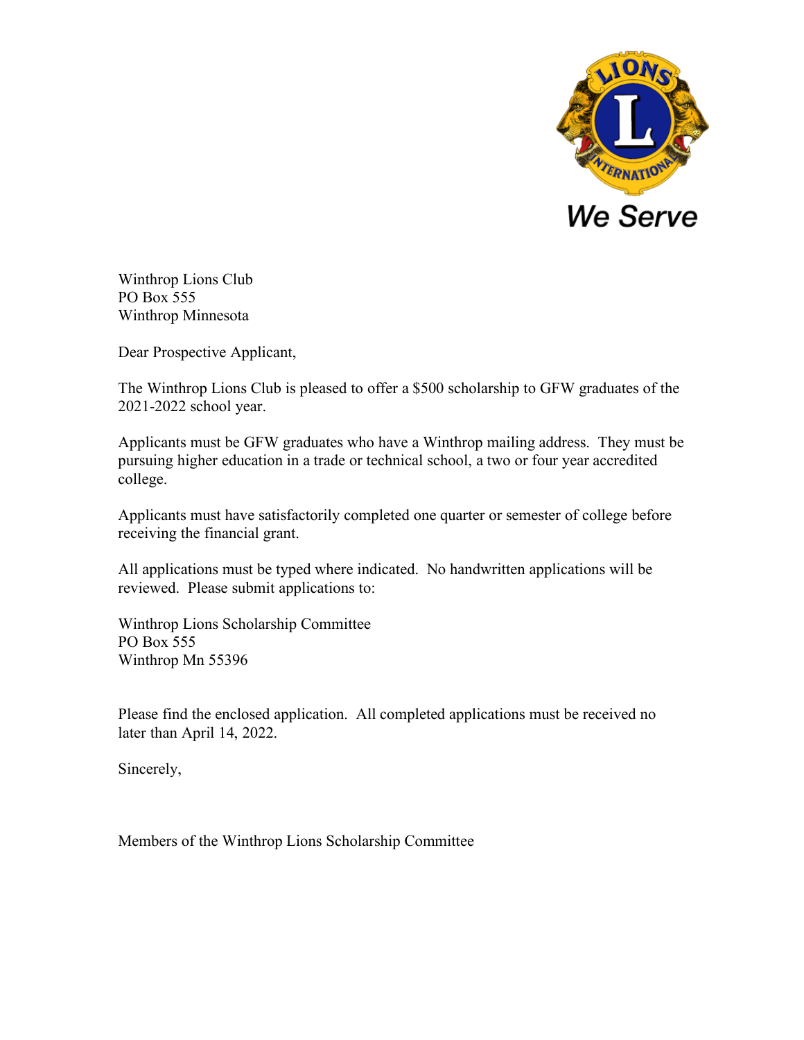Winthrop Lions Club
PO Box 555
Winthrop Minnesota

Dear Prospective Applicant,

The Winthrop Lions Club is pleased to offer a $500 scholarship to GFW graduates of the 2021-2022 school year.

Applicants must be GFW graduates who have a Winthrop mailing address. They must be pursuing higher education in a trade or technical school, a two or four year accredited college.

Applicants must have satisfactorily completed one quarter or semester of college before receiving the financial grant.

All applications must be typed where indicated. No handwritten applications will be reviewed. Please submit applications to:

Winthrop Lions Scholarship Committee
PO Box 555
Winthrop Mn 55396

Please find the enclosed application. All completed applications must be received no later than April 14, 2022.

Sincerely,

Members of the Winthrop Lions Scholarship Committee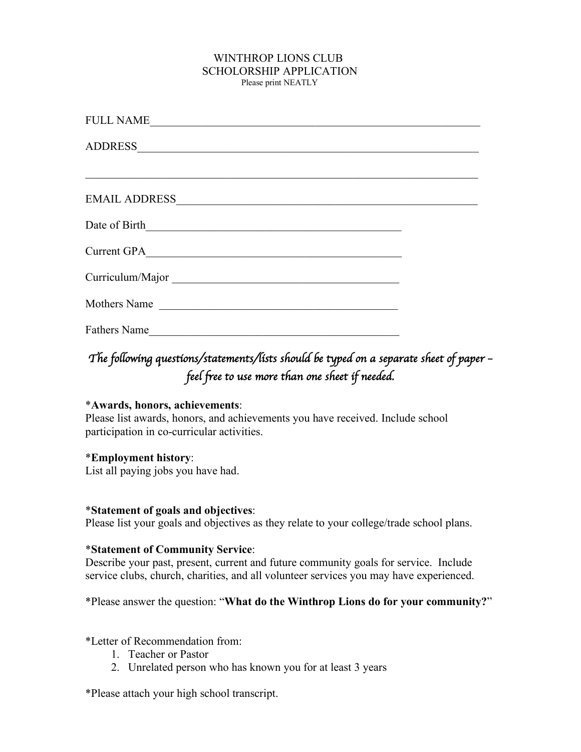# WINTHROP LIONS CLUB
## SCHOLORSHIP APPLICATION

Please print NEATLY

FULL NAME_____________________________________________________________

ADDRESS______________________________________________________________

______________________________________________________________________

EMAIL ADDRESS_______________________________________________________

Date of Birth_______________________________________________

Current GPA________________________________________________

Curriculum/Major ___________________________________________

Mothers Name ______________________________________________

Fathers Name_______________________________________________

*The following questions/statements/lists should be typed on a separate sheet of paper – feel free to use more than one sheet if needed.*

*__Awards, honors, achievements__:
Please list awards, honors, and achievements you have received. Include school participation in co-curricular activities.

*__Employment history__:
List all paying jobs you have had.

*__Statement of goals and objectives__:
Please list your goals and objectives as they relate to your college/trade school plans.

*__Statement of Community Service__:
Describe your past, present, current and future community goals for service. Include service clubs, church, charities, and all volunteer services you may have experienced.

*Please answer the question: "**What do the Winthrop Lions do for your community?**"

*Letter of Recommendation from:

1. Teacher or Pastor
2. Unrelated person who has known you for at least 3 years

*Please attach your high school transcript.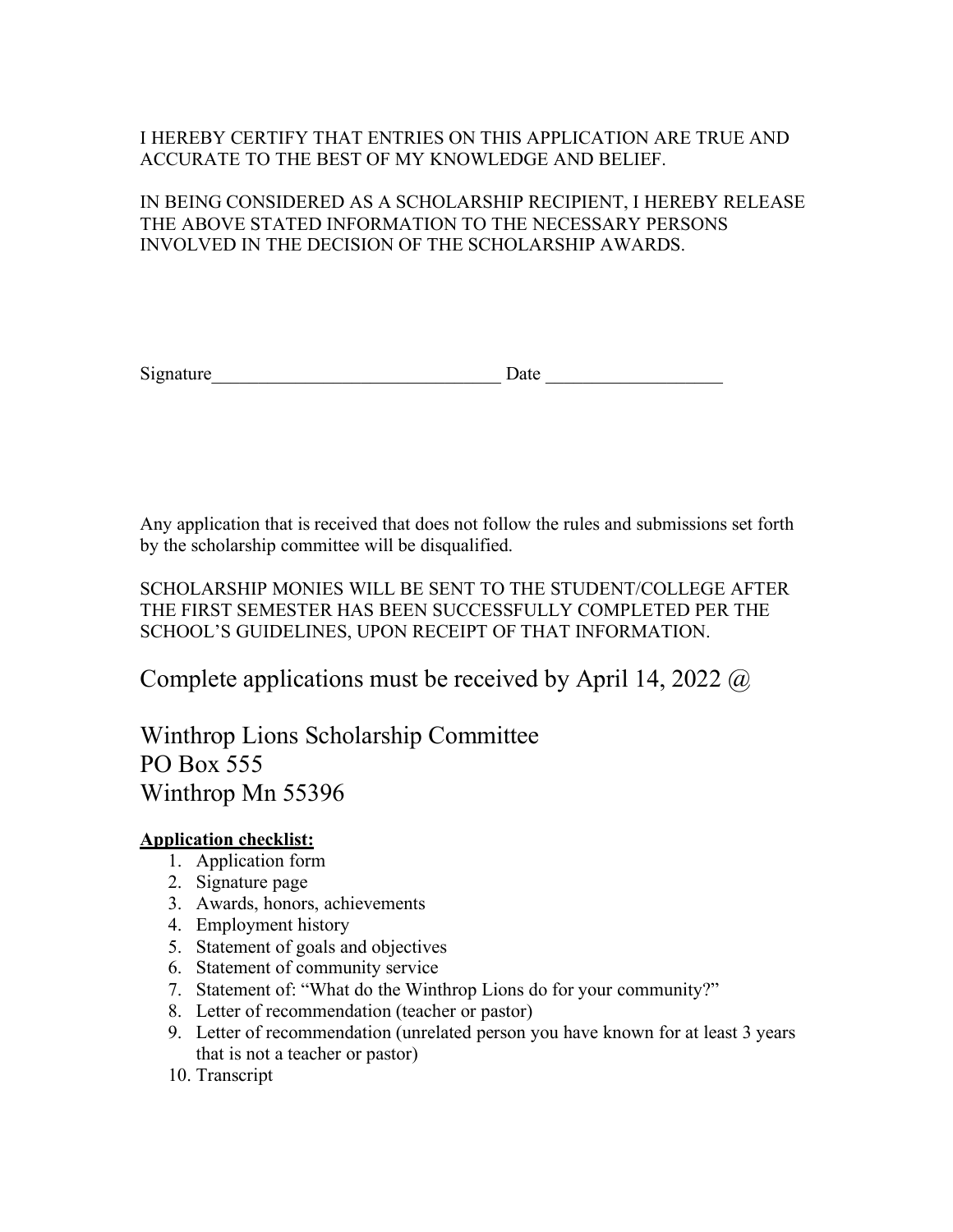I HEREBY CERTIFY THAT ENTRIES ON THIS APPLICATION ARE TRUE AND ACCURATE TO THE BEST OF MY KNOWLEDGE AND BELIEF.

IN BEING CONSIDERED AS A SCHOLARSHIP RECIPIENT, I HEREBY RELEASE THE ABOVE STATED INFORMATION TO THE NECESSARY PERSONS INVOLVED IN THE DECISION OF THE SCHOLARSHIP AWARDS.

Signature_______________________________ Date ___________________

Any application that is received that does not follow the rules and submissions set forth by the scholarship committee will be disqualified.

SCHOLARSHIP MONIES WILL BE SENT TO THE STUDENT/COLLEGE AFTER THE FIRST SEMESTER HAS BEEN SUCCESSFULLY COMPLETED PER THE SCHOOL'S GUIDELINES, UPON RECEIPT OF THAT INFORMATION.

Complete applications must be received by April 14, 2022 @

Winthrop Lions Scholarship Committee
PO Box 555
Winthrop Mn 55396

**Application checklist:**

1. Application form
2. Signature page
3. Awards, honors, achievements
4. Employment history
5. Statement of goals and objectives
6. Statement of community service
7. Statement of: "What do the Winthrop Lions do for your community?"
8. Letter of recommendation (teacher or pastor)
9. Letter of recommendation (unrelated person you have known for at least 3 years that is not a teacher or pastor)
10. Transcript